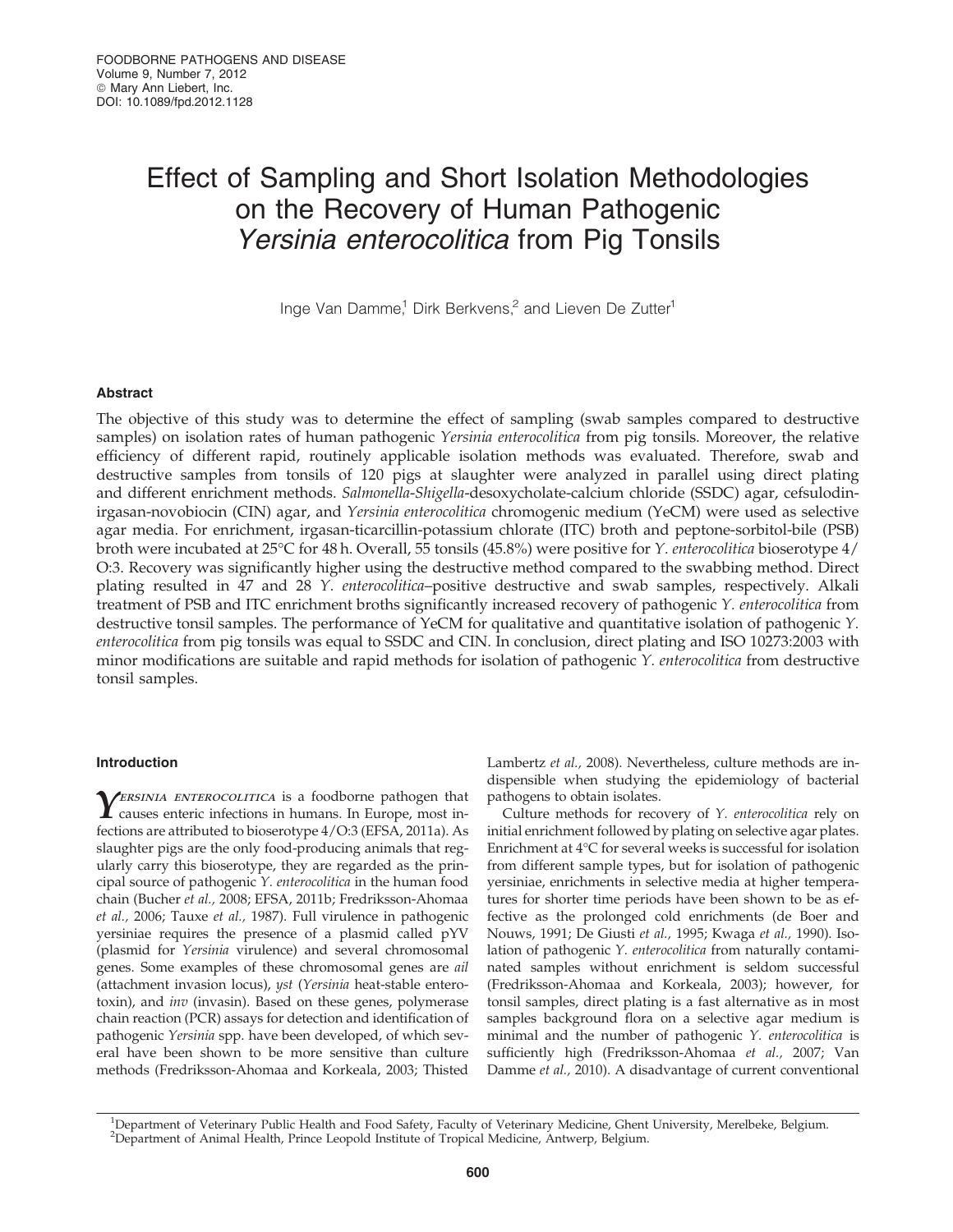# Effect of Sampling and Short Isolation Methodologies on the Recovery of Human Pathogenic *Yersinia enterocolitica* from Pig Tonsils

Inge Van Damme,[1] Dirk Berkvens,[2] and Lieven De Zutter[1]

## Abstract

The objective of this study was to determine the effect of sampling (swab samples compared to destructive samples) on isolation rates of human pathogenic *Yersinia enterocolitica* from pig tonsils. Moreover, the relative efficiency of different rapid, routinely applicable isolation methods was evaluated. Therefore, swab and destructive samples from tonsils of 120 pigs at slaughter were analyzed in parallel using direct plating and different enrichment methods. *Salmonella*-*Shigella*-desoxycholate-calcium chloride (SSDC) agar, cefsulodin-irgasan-novobiocin (CIN) agar, and *Yersinia enterocolitica* chromogenic medium (YeCM) were used as selective agar media. For enrichment, irgasan-ticarcillin-potassium chlorate (ITC) broth and peptone-sorbitol-bile (PSB) broth were incubated at 25°C for 48 h. Overall, 55 tonsils (45.8%) were positive for *Y. enterocolitica* bioserotype 4/O:3. Recovery was significantly higher using the destructive method compared to the swabbing method. Direct plating resulted in 47 and 28 *Y. enterocolitica*–positive destructive and swab samples, respectively. Alkali treatment of PSB and ITC enrichment broths significantly increased recovery of pathogenic *Y. enterocolitica* from destructive tonsil samples. The performance of YeCM for qualitative and quantitative isolation of pathogenic *Y. enterocolitica* from pig tonsils was equal to SSDC and CIN. In conclusion, direct plating and ISO 10273:2003 with minor modifications are suitable and rapid methods for isolation of pathogenic *Y. enterocolitica* from destructive tonsil samples.

## Introduction

*Yersinia enterocolitica* is a foodborne pathogen that causes enteric infections in humans. In Europe, most infections are attributed to bioserotype 4/O:3 (EFSA, 2011a). As slaughter pigs are the only food-producing animals that regularly carry this bioserotype, they are regarded as the principal source of pathogenic *Y. enterocolitica* in the human food chain (Bucher *et al.*, 2008; EFSA, 2011b; Fredriksson-Ahomaa *et al.*, 2006; Tauxe *et al.*, 1987). Full virulence in pathogenic yersiniae requires the presence of a plasmid called pYV (plasmid for *Yersinia* virulence) and several chromosomal genes. Some examples of these chromosomal genes are *ail* (attachment invasion locus), *yst* (*Yersinia* heat-stable enterotoxin), and *inv* (invasin). Based on these genes, polymerase chain reaction (PCR) assays for detection and identification of pathogenic *Yersinia* spp. have been developed, of which several have been shown to be more sensitive than culture methods (Fredriksson-Ahomaa and Korkeala, 2003; Thisted Lambertz *et al.*, 2008). Nevertheless, culture methods are indispensible when studying the epidemiology of bacterial pathogens to obtain isolates.

Culture methods for recovery of *Y. enterocolitica* rely on initial enrichment followed by plating on selective agar plates. Enrichment at 4°C for several weeks is successful for isolation from different sample types, but for isolation of pathogenic yersiniae, enrichments in selective media at higher temperatures for shorter time periods have been shown to be as effective as the prolonged cold enrichments (de Boer and Nouws, 1991; De Giusti *et al.*, 1995; Kwaga *et al.*, 1990). Isolation of pathogenic *Y. enterocolitica* from naturally contaminated samples without enrichment is seldom successful (Fredriksson-Ahomaa and Korkeala, 2003); however, for tonsil samples, direct plating is a fast alternative as in most samples background flora on a selective agar medium is minimal and the number of pathogenic *Y. enterocolitica* is sufficiently high (Fredriksson-Ahomaa *et al.*, 2007; Van Damme *et al.*, 2010). A disadvantage of current conventional

[1]Department of Veterinary Public Health and Food Safety, Faculty of Veterinary Medicine, Ghent University, Merelbeke, Belgium.
[2]Department of Animal Health, Prince Leopold Institute of Tropical Medicine, Antwerp, Belgium.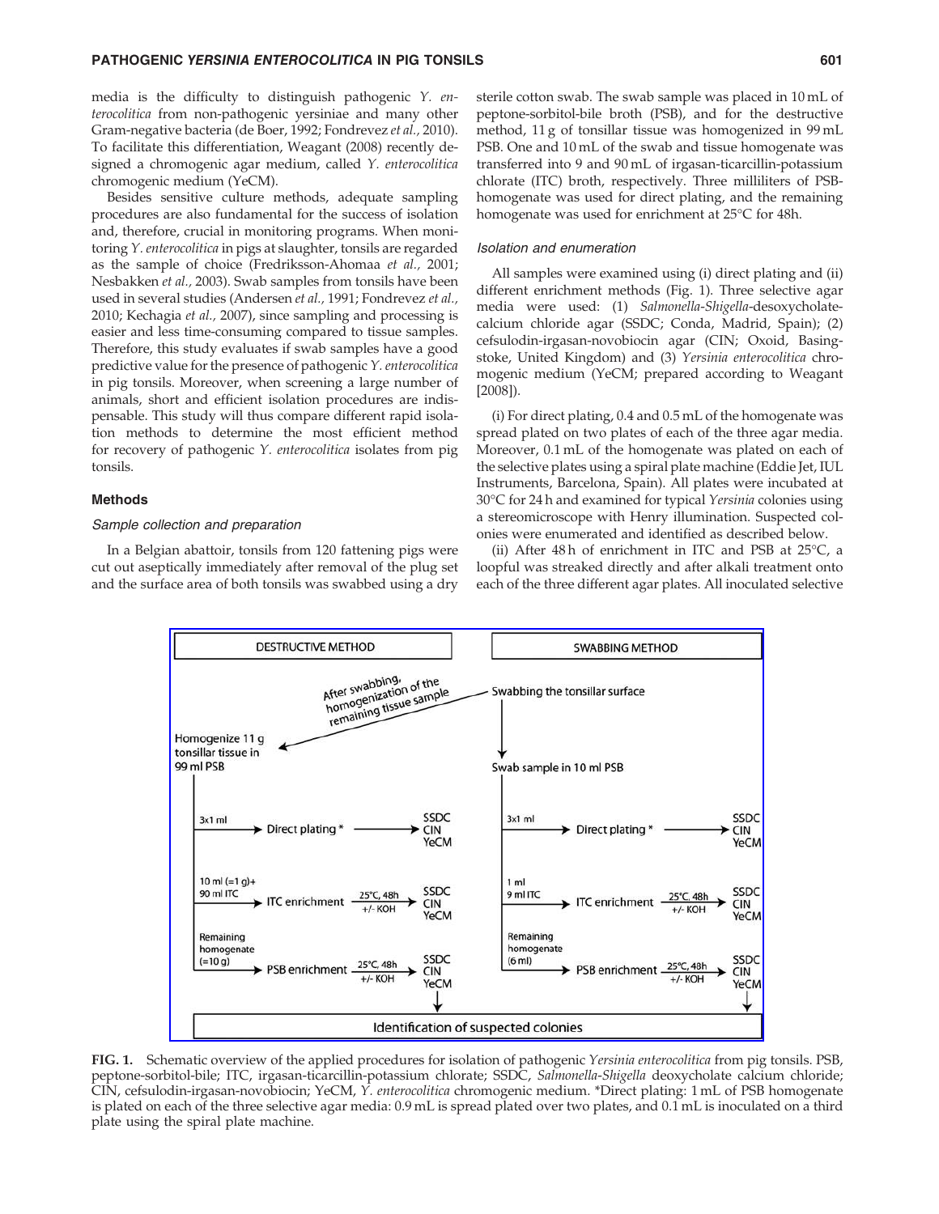media is the difficulty to distinguish pathogenic *Y. enterocolitica* from non-pathogenic yersiniae and many other Gram-negative bacteria (de Boer, 1992; Fondrevez *et al.*, 2010). To facilitate this differentiation, Weagant (2008) recently designed a chromogenic agar medium, called *Y. enterocolitica* chromogenic medium (YeCM).

Besides sensitive culture methods, adequate sampling procedures are also fundamental for the success of isolation and, therefore, crucial in monitoring programs. When monitoring *Y. enterocolitica* in pigs at slaughter, tonsils are regarded as the sample of choice (Fredriksson-Ahomaa *et al.*, 2001; Nesbakken *et al.*, 2003). Swab samples from tonsils have been used in several studies (Andersen *et al.*, 1991; Fondrevez *et al.*, 2010; Kechagia *et al.*, 2007), since sampling and processing is easier and less time-consuming compared to tissue samples. Therefore, this study evaluates if swab samples have a good predictive value for the presence of pathogenic *Y. enterocolitica* in pig tonsils. Moreover, when screening a large number of animals, short and efficient isolation procedures are indispensable. This study will thus compare different rapid isolation methods to determine the most efficient method for recovery of pathogenic *Y. enterocolitica* isolates from pig tonsils.

## Methods

### Sample collection and preparation

In a Belgian abattoir, tonsils from 120 fattening pigs were cut out aseptically immediately after removal of the plug set and the surface area of both tonsils was swabbed using a dry sterile cotton swab. The swab sample was placed in 10 mL of peptone-sorbitol-bile broth (PSB), and for the destructive method, 11 g of tonsillar tissue was homogenized in 99 mL PSB. One and 10 mL of the swab and tissue homogenate was transferred into 9 and 90 mL of irgasan-ticarcillin-potassium chlorate (ITC) broth, respectively. Three milliliters of PSB-homogenate was used for direct plating, and the remaining homogenate was used for enrichment at 25°C for 48h.

### Isolation and enumeration

All samples were examined using (i) direct plating and (ii) different enrichment methods (Fig. 1). Three selective agar media were used: (1) *Salmonella-Shigella*-desoxycholate-calcium chloride agar (SSDC; Conda, Madrid, Spain); (2) cefsulodin-irgasan-novobiocin agar (CIN; Oxoid, Basingstoke, United Kingdom) and (3) *Yersinia enterocolitica* chromogenic medium (YeCM; prepared according to Weagant [2008]).

(i) For direct plating, 0.4 and 0.5 mL of the homogenate was spread plated on two plates of each of the three agar media. Moreover, 0.1 mL of the homogenate was plated on each of the selective plates using a spiral plate machine (Eddie Jet, IUL Instruments, Barcelona, Spain). All plates were incubated at 30°C for 24 h and examined for typical *Yersinia* colonies using a stereomicroscope with Henry illumination. Suspected colonies were enumerated and identified as described below.

(ii) After 48 h of enrichment in ITC and PSB at 25°C, a loopful was streaked directly and after alkali treatment onto each of the three different agar plates. All inoculated selective

| DESTRUCTIVE METHOD | | | SWABBING METHOD | | |
|---|---|---|---|---|---|
| After swabbing, homogenization of the remaining tissue sample → Homogenize 11 g tonsillar tissue in 99 ml PSB | | | Swabbing the tonsillar surface → Swab sample in 10 ml PSB | | |
| 3x1 ml | Direct plating * | SSDC, CIN, YeCM | 3x1 ml | Direct plating * | SSDC, CIN, YeCM |
| 10 ml (=1 g)+ 90 ml ITC | ITC enrichment (25°C, 48h, +/- KOH) | SSDC, CIN, YeCM | 1 ml, 9 ml ITC | ITC enrichment (25°C, 48h, +/- KOH) | SSDC, CIN, YeCM |
| Remaining homogenate (=10 g) | PSB enrichment (25°C, 48h, +/- KOH) | SSDC, CIN, YeCM | Remaining homogenate (6 ml) | PSB enrichment (25°C, 48h, +/- KOH) | SSDC, CIN, YeCM |
| Identification of suspected colonies | | | | | |

**FIG. 1.** Schematic overview of the applied procedures for isolation of pathogenic *Yersinia enterocolitica* from pig tonsils. PSB, peptone-sorbitol-bile; ITC, irgasan-ticarcillin-potassium chlorate; SSDC, *Salmonella-Shigella* deoxycholate calcium chloride; CIN, cefsulodin-irgasan-novobiocin; YeCM, *Y. enterocolitica* chromogenic medium. *Direct plating: 1 mL of PSB homogenate is plated on each of the three selective agar media: 0.9 mL is spread plated over two plates, and 0.1 mL is inoculated on a third plate using the spiral plate machine.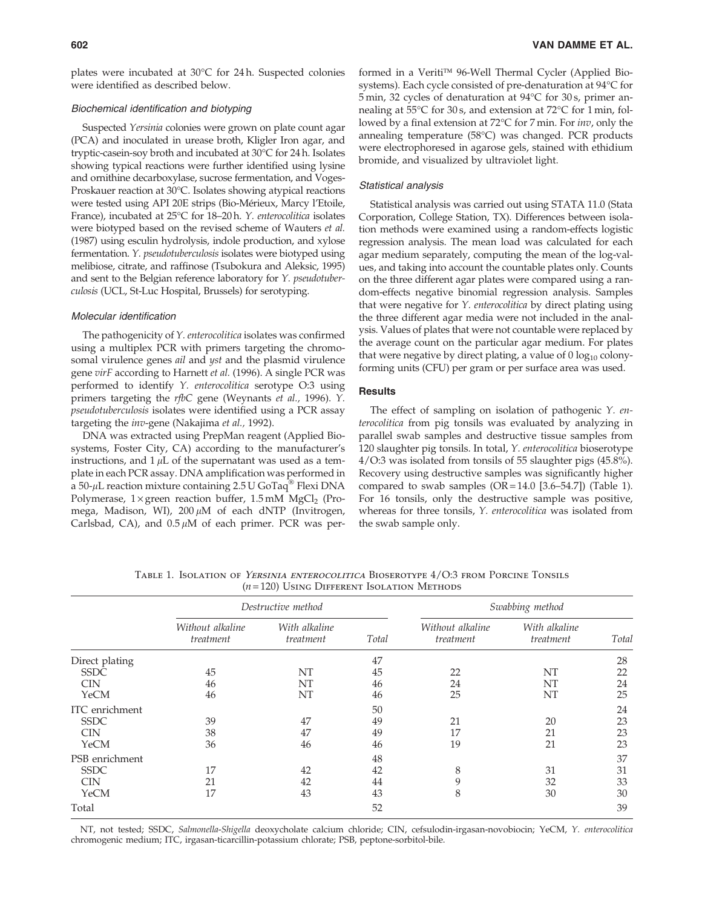plates were incubated at 30°C for 24 h. Suspected colonies were identified as described below.

### *Biochemical identification and biotyping*

Suspected *Yersinia* colonies were grown on plate count agar (PCA) and inoculated in urease broth, Kligler Iron agar, and tryptic-casein-soy broth and incubated at 30°C for 24 h. Isolates showing typical reactions were further identified using lysine and ornithine decarboxylase, sucrose fermentation, and Voges-Proskauer reaction at 30°C. Isolates showing atypical reactions were tested using API 20E strips (Bio-Mérieux, Marcy l'Etoile, France), incubated at 25°C for 18–20 h. *Y. enterocolitica* isolates were biotyped based on the revised scheme of Wauters *et al.* (1987) using esculin hydrolysis, indole production, and xylose fermentation. *Y. pseudotuberculosis* isolates were biotyped using melibiose, citrate, and raffinose (Tsubokura and Aleksic, 1995) and sent to the Belgian reference laboratory for *Y. pseudotuberculosis* (UCL, St-Luc Hospital, Brussels) for serotyping.

### *Molecular identification*

The pathogenicity of *Y. enterocolitica* isolates was confirmed using a multiplex PCR with primers targeting the chromosomal virulence genes *ail* and *yst* and the plasmid virulence gene *virF* according to Harnett *et al.* (1996). A single PCR was performed to identify *Y. enterocolitica* serotype O:3 using primers targeting the *rfbC* gene (Weynants *et al.*, 1996). *Y. pseudotuberculosis* isolates were identified using a PCR assay targeting the *inv*-gene (Nakajima *et al.*, 1992).

DNA was extracted using PrepMan reagent (Applied Biosystems, Foster City, CA) according to the manufacturer's instructions, and 1 $\mu$L of the supernatant was used as a template in each PCR assay. DNA amplification was performed in a 50-$\mu$L reaction mixture containing 2.5 U GoTaq® Flexi DNA Polymerase, 1× green reaction buffer, 1.5 mM $MgCl_2$ (Promega, Madison, WI), 200 $\mu$M of each dNTP (Invitrogen, Carlsbad, CA), and 0.5 $\mu$M of each primer. PCR was performed in a Veriti™ 96-Well Thermal Cycler (Applied Biosystems). Each cycle consisted of pre-denaturation at 94°C for 5 min, 32 cycles of denaturation at 94°C for 30 s, primer annealing at 55°C for 30 s, and extension at 72°C for 1 min, followed by a final extension at 72°C for 7 min. For *inv*, only the annealing temperature (58°C) was changed. PCR products were electrophoresed in agarose gels, stained with ethidium bromide, and visualized by ultraviolet light.

### *Statistical analysis*

Statistical analysis was carried out using STATA 11.0 (Stata Corporation, College Station, TX). Differences between isolation methods were examined using a random-effects logistic regression analysis. The mean load was calculated for each agar medium separately, computing the mean of the log-values, and taking into account the countable plates only. Counts on the three different agar plates were compared using a random-effects negative binomial regression analysis. Samples that were negative for *Y. enterocolitica* by direct plating using the three different agar media were not included in the analysis. Values of plates that were not countable were replaced by the average count on the particular agar medium. For plates that were negative by direct plating, a value of 0 $\log_{10}$ colony-forming units (CFU) per gram or per surface area was used.

## Results

The effect of sampling on isolation of pathogenic *Y. enterocolitica* from pig tonsils was evaluated by analyzing in parallel swab samples and destructive tissue samples from 120 slaughter pig tonsils. In total, *Y. enterocolitica* bioserotype 4/O:3 was isolated from tonsils of 55 slaughter pigs (45.8%). Recovery using destructive samples was significantly higher compared to swab samples (OR = 14.0 [3.6–54.7]) (Table 1). For 16 tonsils, only the destructive sample was positive, whereas for three tonsils, *Y. enterocolitica* was isolated from the swab sample only.

Table 1. Isolation of *Yersinia enterocolitica* Bioserotype 4/O:3 from Porcine Tonsils ($n = 120$) Using Different Isolation Methods

| | Destructive method | | | Swabbing method | | |
|---|---|---|---|---|---|---|
| | *Without alkaline treatment* | *With alkaline treatment* | *Total* | *Without alkaline treatment* | *With alkaline treatment* | *Total* |
| Direct plating | | | 47 | | | 28 |
| SSDC | 45 | NT | 45 | 22 | NT | 22 |
| CIN | 46 | NT | 46 | 24 | NT | 24 |
| YeCM | 46 | NT | 46 | 25 | NT | 25 |
| ITC enrichment | | | 50 | | | 24 |
| SSDC | 39 | 47 | 49 | 21 | 20 | 23 |
| CIN | 38 | 47 | 49 | 17 | 21 | 23 |
| YeCM | 36 | 46 | 46 | 19 | 21 | 23 |
| PSB enrichment | | | 48 | | | 37 |
| SSDC | 17 | 42 | 42 | 8 | 31 | 31 |
| CIN | 21 | 42 | 44 | 9 | 32 | 33 |
| YeCM | 17 | 43 | 43 | 8 | 30 | 30 |
| Total | | | 52 | | | 39 |

NT, not tested; SSDC, *Salmonella-Shigella* deoxycholate calcium chloride; CIN, cefsulodin-irgasan-novobiocin; YeCM, *Y. enterocolitica* chromogenic medium; ITC, irgasan-ticarcillin-potassium chlorate; PSB, peptone-sorbitol-bile.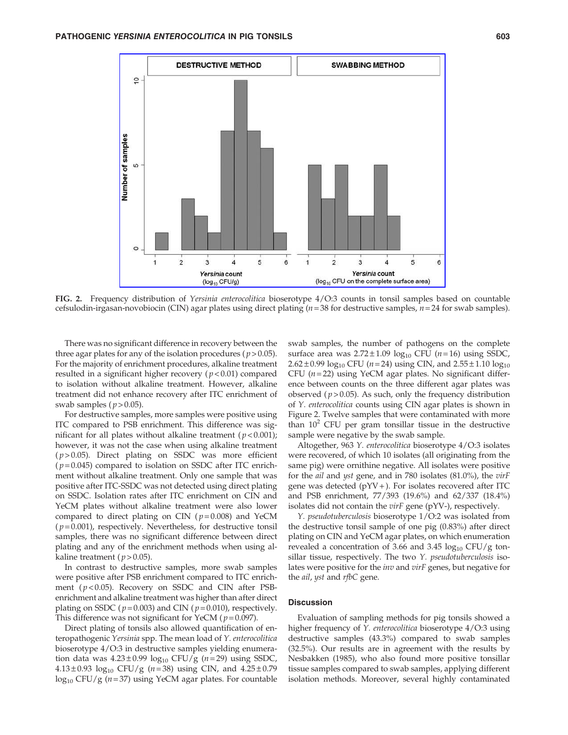**FIG. 2.** Frequency distribution of *Yersinia enterocolitica* bioserotype 4/O:3 counts in tonsil samples based on countable cefsulodin-irgasan-novobiocin (CIN) agar plates using direct plating ($n=38$ for destructive samples, $n=24$ for swab samples).

There was no significant difference in recovery between the three agar plates for any of the isolation procedures ($p>0.05$). For the majority of enrichment procedures, alkaline treatment resulted in a significant higher recovery ($p<0.01$) compared to isolation without alkaline treatment. However, alkaline treatment did not enhance recovery after ITC enrichment of swab samples ($p>0.05$).

For destructive samples, more samples were positive using ITC compared to PSB enrichment. This difference was significant for all plates without alkaline treatment ($p<0.001$); however, it was not the case when using alkaline treatment ($p>0.05$). Direct plating on SSDC was more efficient ($p=0.045$) compared to isolation on SSDC after ITC enrichment without alkaline treatment. Only one sample that was positive after ITC-SSDC was not detected using direct plating on SSDC. Isolation rates after ITC enrichment on CIN and YeCM plates without alkaline treatment were also lower compared to direct plating on CIN ($p=0.008$) and YeCM ($p=0.001$), respectively. Nevertheless, for destructive tonsil samples, there was no significant difference between direct plating and any of the enrichment methods when using alkaline treatment ($p>0.05$).

In contrast to destructive samples, more swab samples were positive after PSB enrichment compared to ITC enrichment ($p<0.05$). Recovery on SSDC and CIN after PSB-enrichment and alkaline treatment was higher than after direct plating on SSDC ($p=0.003$) and CIN ($p=0.010$), respectively. This difference was not significant for YeCM ($p=0.097$).

Direct plating of tonsils also allowed quantification of enteropathogenic *Yersinia* spp. The mean load of *Y. enterocolitica* bioserotype 4/O:3 in destructive samples yielding enumeration data was $4.23\pm0.99$ $\log_{10}$ CFU/g ($n=29$) using SSDC, $4.13\pm0.93$ $\log_{10}$ CFU/g ($n=38$) using CIN, and $4.25\pm0.79$ $\log_{10}$ CFU/g ($n=37$) using YeCM agar plates. For countable swab samples, the number of pathogens on the complete surface area was $2.72\pm1.09$ $\log_{10}$ CFU ($n=16$) using SSDC, $2.62\pm0.99$ $\log_{10}$ CFU ($n=24$) using CIN, and $2.55\pm1.10$ $\log_{10}$ CFU ($n=22$) using YeCM agar plates. No significant difference between counts on the three different agar plates was observed ($p>0.05$). As such, only the frequency distribution of *Y. enterocolitica* counts using CIN agar plates is shown in Figure 2. Twelve samples that were contaminated with more than $10^2$ CFU per gram tonsillar tissue in the destructive sample were negative by the swab sample.

Altogether, 963 *Y. enterocolitica* bioserotype 4/O:3 isolates were recovered, of which 10 isolates (all originating from the same pig) were ornithine negative. All isolates were positive for the *ail* and *yst* gene, and in 780 isolates (81.0%), the *virF* gene was detected (pYV+). For isolates recovered after ITC and PSB enrichment, 77/393 (19.6%) and 62/337 (18.4%) isolates did not contain the *virF* gene (pYV-), respectively.

*Y. pseudotuberculosis* bioserotype 1/O:2 was isolated from the destructive tonsil sample of one pig (0.83%) after direct plating on CIN and YeCM agar plates, on which enumeration revealed a concentration of 3.66 and 3.45 $\log_{10}$ CFU/g tonsillar tissue, respectively. The two *Y. pseudotuberculosis* isolates were positive for the *inv* and *virF* genes, but negative for the *ail*, *yst* and *rfbC* gene.

## Discussion

Evaluation of sampling methods for pig tonsils showed a higher frequency of *Y. enterocolitica* bioserotype 4/O:3 using destructive samples (43.3%) compared to swab samples (32.5%). Our results are in agreement with the results by Nesbakken (1985), who also found more positive tonsillar tissue samples compared to swab samples, applying different isolation methods. Moreover, several highly contaminated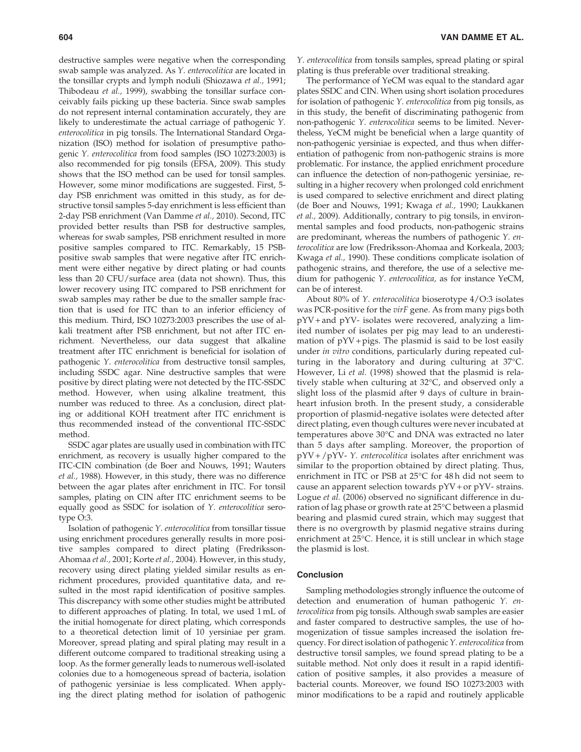destructive samples were negative when the corresponding swab sample was analyzed. As *Y. enterocolitica* are located in the tonsillar crypts and lymph noduli (Shiozawa *et al.,* 1991; Thibodeau *et al.,* 1999), swabbing the tonsillar surface conceivably fails picking up these bacteria. Since swab samples do not represent internal contamination accurately, they are likely to underestimate the actual carriage of pathogenic *Y. enterocolitica* in pig tonsils. The International Standard Organization (ISO) method for isolation of presumptive pathogenic *Y. enterocolitica* from food samples (ISO 10273:2003) is also recommended for pig tonsils (EFSA, 2009). This study shows that the ISO method can be used for tonsil samples. However, some minor modifications are suggested. First, 5-day PSB enrichment was omitted in this study, as for destructive tonsil samples 5-day enrichment is less efficient than 2-day PSB enrichment (Van Damme *et al.,* 2010). Second, ITC provided better results than PSB for destructive samples, whereas for swab samples, PSB enrichment resulted in more positive samples compared to ITC. Remarkably, 15 PSB-positive swab samples that were negative after ITC enrichment were either negative by direct plating or had counts less than 20 CFU/surface area (data not shown). Thus, this lower recovery using ITC compared to PSB enrichment for swab samples may rather be due to the smaller sample fraction that is used for ITC than to an inferior efficiency of this medium. Third, ISO 10273:2003 prescribes the use of alkali treatment after PSB enrichment, but not after ITC enrichment. Nevertheless, our data suggest that alkaline treatment after ITC enrichment is beneficial for isolation of pathogenic *Y. enterocolitica* from destructive tonsil samples, including SSDC agar. Nine destructive samples that were positive by direct plating were not detected by the ITC-SSDC method. However, when using alkaline treatment, this number was reduced to three. As a conclusion, direct plating or additional KOH treatment after ITC enrichment is thus recommended instead of the conventional ITC-SSDC method.

SSDC agar plates are usually used in combination with ITC enrichment, as recovery is usually higher compared to the ITC-CIN combination (de Boer and Nouws, 1991; Wauters *et al.,* 1988). However, in this study, there was no difference between the agar plates after enrichment in ITC. For tonsil samples, plating on CIN after ITC enrichment seems to be equally good as SSDC for isolation of *Y. enterocolitica* serotype O:3.

Isolation of pathogenic *Y. enterocolitica* from tonsillar tissue using enrichment procedures generally results in more positive samples compared to direct plating (Fredriksson-Ahomaa *et al.,* 2001; Korte *et al.,* 2004). However, in this study, recovery using direct plating yielded similar results as enrichment procedures, provided quantitative data, and resulted in the most rapid identification of positive samples. This discrepancy with some other studies might be attributed to different approaches of plating. In total, we used 1 mL of the initial homogenate for direct plating, which corresponds to a theoretical detection limit of 10 yersiniae per gram. Moreover, spread plating and spiral plating may result in a different outcome compared to traditional streaking using a loop. As the former generally leads to numerous well-isolated colonies due to a homogeneous spread of bacteria, isolation of pathogenic yersiniae is less complicated. When applying the direct plating method for isolation of pathogenic *Y. enterocolitica* from tonsils samples, spread plating or spiral plating is thus preferable over traditional streaking.

The performance of YeCM was equal to the standard agar plates SSDC and CIN. When using short isolation procedures for isolation of pathogenic *Y. enterocolitica* from pig tonsils, as in this study, the benefit of discriminating pathogenic from non-pathogenic *Y. enterocolitica* seems to be limited. Nevertheless, YeCM might be beneficial when a large quantity of non-pathogenic yersiniae is expected, and thus when differentiation of pathogenic from non-pathogenic strains is more problematic. For instance, the applied enrichment procedure can influence the detection of non-pathogenic yersiniae, resulting in a higher recovery when prolonged cold enrichment is used compared to selective enrichment and direct plating (de Boer and Nouws, 1991; Kwaga *et al.,* 1990; Laukkanen *et al.,* 2009). Additionally, contrary to pig tonsils, in environmental samples and food products, non-pathogenic strains are predominant, whereas the numbers of pathogenic *Y. enterocolitica* are low (Fredriksson-Ahomaa and Korkeala, 2003; Kwaga *et al.,* 1990). These conditions complicate isolation of pathogenic strains, and therefore, the use of a selective medium for pathogenic *Y. enterocolitica,* as for instance YeCM, can be of interest.

About 80% of *Y. enterocolitica* bioserotype 4/O:3 isolates was PCR-positive for the *virF* gene. As from many pigs both pYV+ and pYV- isolates were recovered, analyzing a limited number of isolates per pig may lead to an underestimation of pYV+ pigs. The plasmid is said to be lost easily under *in vitro* conditions, particularly during repeated culturing in the laboratory and during culturing at 37°C. However, Li *et al.* (1998) showed that the plasmid is relatively stable when culturing at 32°C, and observed only a slight loss of the plasmid after 9 days of culture in brain-heart infusion broth. In the present study, a considerable proportion of plasmid-negative isolates were detected after direct plating, even though cultures were never incubated at temperatures above 30°C and DNA was extracted no later than 5 days after sampling. Moreover, the proportion of pYV+/pYV- *Y. enterocolitica* isolates after enrichment was similar to the proportion obtained by direct plating. Thus, enrichment in ITC or PSB at 25°C for 48 h did not seem to cause an apparent selection towards pYV+ or pYV- strains. Logue *et al.* (2006) observed no significant difference in duration of lag phase or growth rate at 25°C between a plasmid bearing and plasmid cured strain, which may suggest that there is no overgrowth by plasmid negative strains during enrichment at 25°C. Hence, it is still unclear in which stage the plasmid is lost.

## Conclusion

Sampling methodologies strongly influence the outcome of detection and enumeration of human pathogenic *Y. enterocolitica* from pig tonsils. Although swab samples are easier and faster compared to destructive samples, the use of homogenization of tissue samples increased the isolation frequency. For direct isolation of pathogenic *Y. enterocolitica* from destructive tonsil samples, we found spread plating to be a suitable method. Not only does it result in a rapid identification of positive samples, it also provides a measure of bacterial counts. Moreover, we found ISO 10273:2003 with minor modifications to be a rapid and routinely applicable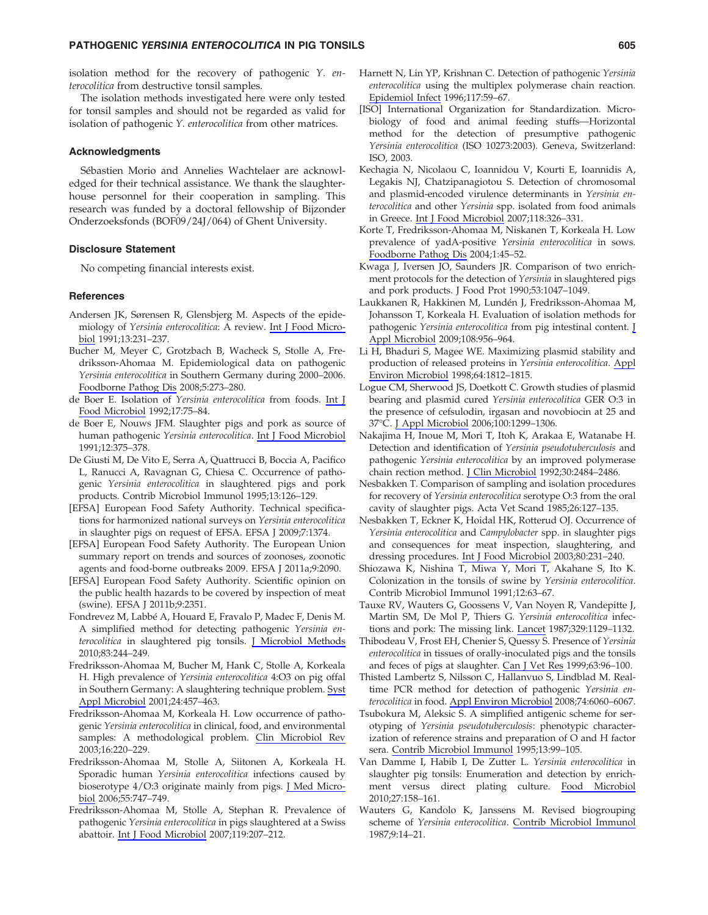isolation method for the recovery of pathogenic *Y. enterocolitica* from destructive tonsil samples.

The isolation methods investigated here were only tested for tonsil samples and should not be regarded as valid for isolation of pathogenic *Y. enterocolitica* from other matrices.

### Acknowledgments

Sébastien Morio and Annelies Wachtelaer are acknowledged for their technical assistance. We thank the slaughterhouse personnel for their cooperation in sampling. This research was funded by a doctoral fellowship of Bijzonder Onderzoeksfonds (BOF09/24J/064) of Ghent University.

### Disclosure Statement

No competing financial interests exist.

### References

Andersen JK, Sørensen R, Glensbjerg M. Aspects of the epidemiology of *Yersinia enterocolitica*: A review. Int J Food Microbiol 1991;13:231–237.

Bucher M, Meyer C, Grotzbach B, Wacheck S, Stolle A, Fredriksson-Ahomaa M. Epidemiological data on pathogenic *Yersinia enterocolitica* in Southern Germany during 2000–2006. Foodborne Pathog Dis 2008;5:273–280.

de Boer E. Isolation of *Yersinia enterocolitica* from foods. Int J Food Microbiol 1992;17:75–84.

de Boer E, Nouws JFM. Slaughter pigs and pork as source of human pathogenic *Yersinia enterocolitica*. Int J Food Microbiol 1991;12:375–378.

De Giusti M, De Vito E, Serra A, Quattrucci B, Boccia A, Pacifico L, Ranucci A, Ravagnan G, Chiesa C. Occurrence of pathogenic *Yersinia enterocolitica* in slaughtered pigs and pork products. Contrib Microbiol Immunol 1995;13:126–129.

[EFSA] European Food Safety Authority. Technical specifications for harmonized national surveys on *Yersinia enterocolitica* in slaughter pigs on request of EFSA. EFSA J 2009;7:1374.

[EFSA] European Food Safety Authority. The European Union summary report on trends and sources of zoonoses, zoonotic agents and food-borne outbreaks 2009. EFSA J 2011a;9:2090.

[EFSA] European Food Safety Authority. Scientific opinion on the public health hazards to be covered by inspection of meat (swine). EFSA J 2011b;9:2351.

Fondrevez M, Labbé A, Houard E, Fravalo P, Madec F, Denis M. A simplified method for detecting pathogenic *Yersinia enterocolitica* in slaughtered pig tonsils. J Microbiol Methods 2010;83:244–249.

Fredriksson-Ahomaa M, Bucher M, Hank C, Stolle A, Korkeala H. High prevalence of *Yersinia enterocolitica* 4:O3 on pig offal in Southern Germany: A slaughtering technique problem. Syst Appl Microbiol 2001;24:457–463.

Fredriksson-Ahomaa M, Korkeala H. Low occurrence of pathogenic *Yersinia enterocolitica* in clinical, food, and environmental samples: A methodological problem. Clin Microbiol Rev 2003;16:220–229.

Fredriksson-Ahomaa M, Stolle A, Siitonen A, Korkeala H. Sporadic human *Yersinia enterocolitica* infections caused by bioserotype 4/O:3 originate mainly from pigs. J Med Microbiol 2006;55:747–749.

Fredriksson-Ahomaa M, Stolle A, Stephan R. Prevalence of pathogenic *Yersinia enterocolitica* in pigs slaughtered at a Swiss abattoir. Int J Food Microbiol 2007;119:207–212.

Harnett N, Lin YP, Krishnan C. Detection of pathogenic *Yersinia enterocolitica* using the multiplex polymerase chain reaction. Epidemiol Infect 1996;117:59–67.

[ISO] International Organization for Standardization. Microbiology of food and animal feeding stuffs—Horizontal method for the detection of presumptive pathogenic *Yersinia enterocolitica* (ISO 10273:2003). Geneva, Switzerland: ISO, 2003.

Kechagia N, Nicolaou C, Ioannidou V, Kourti E, Ioannidis A, Legakis NJ, Chatzipanagiotou S. Detection of chromosomal and plasmid-encoded virulence determinants in *Yersinia enterocolitica* and other *Yersinia* spp. isolated from food animals in Greece. Int J Food Microbiol 2007;118:326–331.

Korte T, Fredriksson-Ahomaa M, Niskanen T, Korkeala H. Low prevalence of yadA-positive *Yersinia enterocolitica* in sows. Foodborne Pathog Dis 2004;1:45–52.

Kwaga J, Iversen JO, Saunders JR. Comparison of two enrichment protocols for the detection of *Yersinia* in slaughtered pigs and pork products. J Food Prot 1990;53:1047–1049.

Laukkanen R, Hakkinen M, Lundén J, Fredriksson-Ahomaa M, Johansson T, Korkeala H. Evaluation of isolation methods for pathogenic *Yersinia enterocolitica* from pig intestinal content. J Appl Microbiol 2009;108:956–964.

Li H, Bhaduri S, Magee WE. Maximizing plasmid stability and production of released proteins in *Yersinia enterocolitica*. Appl Environ Microbiol 1998;64:1812–1815.

Logue CM, Sherwood JS, Doetkott C. Growth studies of plasmid bearing and plasmid cured *Yersinia enterocolitica* GER O:3 in the presence of cefsulodin, irgasan and novobiocin at 25 and 37°C. J Appl Microbiol 2006;100:1299–1306.

Nakajima H, Inoue M, Mori T, Itoh K, Arakaa E, Watanabe H. Detection and identification of *Yersinia pseudotuberculosis* and pathogenic *Yersinia enterocolitica* by an improved polymerase chain rection method. J Clin Microbiol 1992;30:2484–2486.

Nesbakken T. Comparison of sampling and isolation procedures for recovery of *Yersinia enterocolitica* serotype O:3 from the oral cavity of slaughter pigs. Acta Vet Scand 1985;26:127–135.

Nesbakken T, Eckner K, Hoidal HK, Rotterud OJ. Occurrence of *Yersinia enterocolitica* and *Campylobacter* spp. in slaughter pigs and consequences for meat inspection, slaughtering, and dressing procedures. Int J Food Microbiol 2003;80:231–240.

Shiozawa K, Nishina T, Miwa Y, Mori T, Akahane S, Ito K. Colonization in the tonsils of swine by *Yersinia enterocolitica*. Contrib Microbiol Immunol 1991;12:63–67.

Tauxe RV, Wauters G, Goossens V, Van Noyen R, Vandepitte J, Martin SM, De Mol P, Thiers G. *Yersinia enterocolitica* infections and pork: The missing link. Lancet 1987;329:1129–1132.

Thibodeau V, Frost EH, Chenier S, Quessy S. Presence of *Yersinia enterocolitica* in tissues of orally-inoculated pigs and the tonsils and feces of pigs at slaughter. Can J Vet Res 1999;63:96–100.

Thisted Lambertz S, Nilsson C, Hallanvuo S, Lindblad M. Real-time PCR method for detection of pathogenic *Yersinia enterocolitica* in food. Appl Environ Microbiol 2008;74:6060–6067.

Tsubokura M, Aleksic S. A simplified antigenic scheme for serotyping of *Yersinia pseudotuberculosis*: phenotypic characterization of reference strains and preparation of O and H factor sera. Contrib Microbiol Immunol 1995;13:99–105.

Van Damme I, Habib I, De Zutter L. *Yersinia enterocolitica* in slaughter pig tonsils: Enumeration and detection by enrichment versus direct plating culture. Food Microbiol 2010;27:158–161.

Wauters G, Kandolo K, Janssens M. Revised biogrouping scheme of *Yersinia enterocolitica*. Contrib Microbiol Immunol 1987;9:14–21.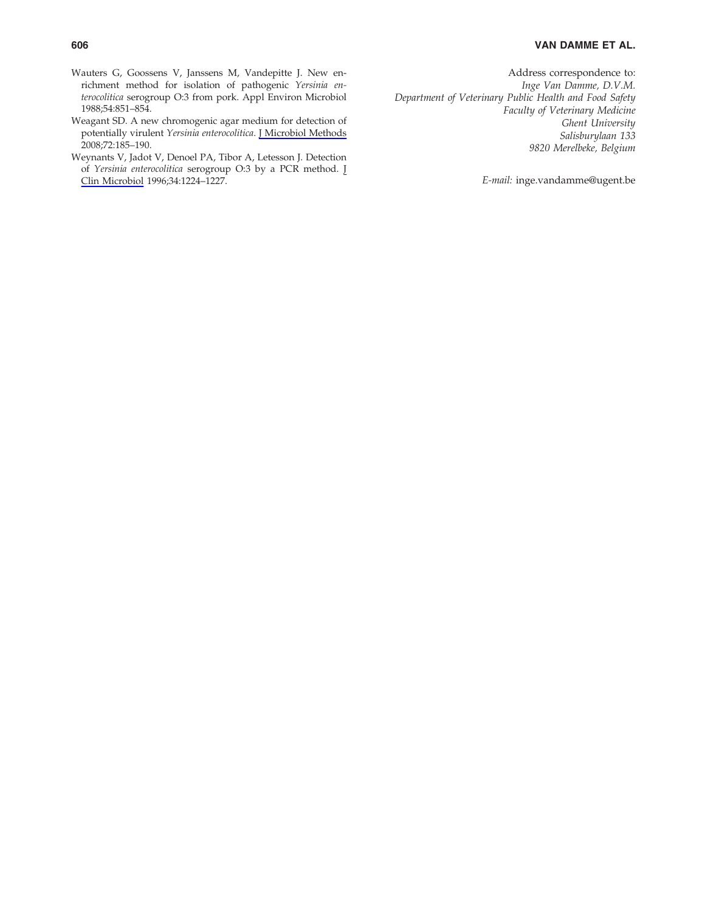Wauters G, Goossens V, Janssens M, Vandepitte J. New enrichment method for isolation of pathogenic *Yersinia enterocolitica* serogroup O:3 from pork. Appl Environ Microbiol 1988;54:851–854.

Weagant SD. A new chromogenic agar medium for detection of potentially virulent *Yersinia enterocolitica*. J Microbiol Methods 2008;72:185–190.

Weynants V, Jadot V, Denoel PA, Tibor A, Letesson J. Detection of *Yersinia enterocolitica* serogroup O:3 by a PCR method. J Clin Microbiol 1996;34:1224–1227.

Address correspondence to:
*Inge Van Damme, D.V.M.*
*Department of Veterinary Public Health and Food Safety*
*Faculty of Veterinary Medicine*
*Ghent University*
*Salisburylaan 133*
*9820 Merelbeke, Belgium*

*E-mail:* inge.vandamme@ugent.be